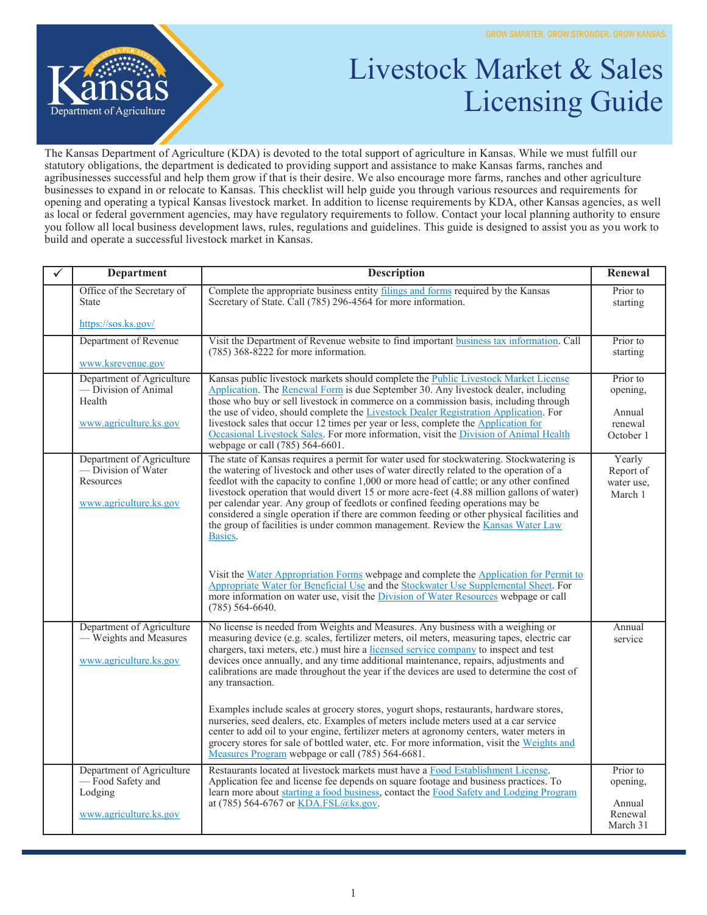GROW SMARTER. GROW STRONGER. GROW KANSAS.

Kansas Department of Agriculture

# Livestock Market & Sales Licensing Guide

The Kansas Department of Agriculture (KDA) is devoted to the total support of agriculture in Kansas. While we must fulfill our statutory obligations, the department is dedicated to providing support and assistance to make Kansas farms, ranches and agribusinesses successful and help them grow if that is their desire. We also encourage more farms, ranches and other agriculture businesses to expand in or relocate to Kansas. This checklist will help guide you through various resources and requirements for opening and operating a typical Kansas livestock market. In addition to license requirements by KDA, other Kansas agencies, as well as local or federal government agencies, may have regulatory requirements to follow. Contact your local planning authority to ensure you follow all local business development laws, rules, regulations and guidelines. This guide is designed to assist you as you work to build and operate a successful livestock market in Kansas.

| ✓ | Department | Description | Renewal |
|---|---|---|---|
| | Office of the Secretary of State<br><br>https://sos.ks.gov/ | Complete the appropriate business entity filings and forms required by the Kansas Secretary of State. Call (785) 296-4564 for more information. | Prior to starting |
| | Department of Revenue<br><br>www.ksrevenue.gov | Visit the Department of Revenue website to find important business tax information. Call (785) 368-8222 for more information. | Prior to starting |
| | Department of Agriculture — Division of Animal Health<br><br>www.agriculture.ks.gov | Kansas public livestock markets should complete the Public Livestock Market License Application. The Renewal Form is due September 30. Any livestock dealer, including those who buy or sell livestock in commerce on a commission basis, including through the use of video, should complete the Livestock Dealer Registration Application. For livestock sales that occur 12 times per year or less, complete the Application for Occasional Livestock Sales. For more information, visit the Division of Animal Health webpage or call (785) 564-6601. | Prior to opening,<br><br>Annual renewal October 1 |
| | Department of Agriculture — Division of Water Resources<br><br>www.agriculture.ks.gov | The state of Kansas requires a permit for water used for stockwatering. Stockwatering is the watering of livestock and other uses of water directly related to the operation of a feedlot with the capacity to confine 1,000 or more head of cattle; or any other confined livestock operation that would divert 15 or more acre-feet (4.88 million gallons of water) per calendar year. Any group of feedlots or confined feeding operations may be considered a single operation if there are common feeding or other physical facilities and the group of facilities is under common management. Review the Kansas Water Law Basics.<br><br>Visit the Water Appropriation Forms webpage and complete the Application for Permit to Appropriate Water for Beneficial Use and the Stockwater Use Supplemental Sheet. For more information on water use, visit the Division of Water Resources webpage or call (785) 564-6640. | Yearly Report of water use, March 1 |
| | Department of Agriculture — Weights and Measures<br><br>www.agriculture.ks.gov | No license is needed from Weights and Measures. Any business with a weighing or measuring device (e.g. scales, fertilizer meters, oil meters, measuring tapes, electric car chargers, taxi meters, etc.) must hire a licensed service company to inspect and test devices once annually, and any time additional maintenance, repairs, adjustments and calibrations are made throughout the year if the devices are used to determine the cost of any transaction.<br><br>Examples include scales at grocery stores, yogurt shops, restaurants, hardware stores, nurseries, seed dealers, etc. Examples of meters include meters used at a car service center to add oil to your engine, fertilizer meters at agronomy centers, water meters in grocery stores for sale of bottled water, etc. For more information, visit the Weights and Measures Program webpage or call (785) 564-6681. | Annual service |
| | Department of Agriculture — Food Safety and Lodging<br><br>www.agriculture.ks.gov | Restaurants located at livestock markets must have a Food Establishment License. Application fee and license fee depends on square footage and business practices. To learn more about starting a food business, contact the Food Safety and Lodging Program at (785) 564-6767 or KDA.FSL@ks.gov. | Prior to opening,<br><br>Annual Renewal March 31 |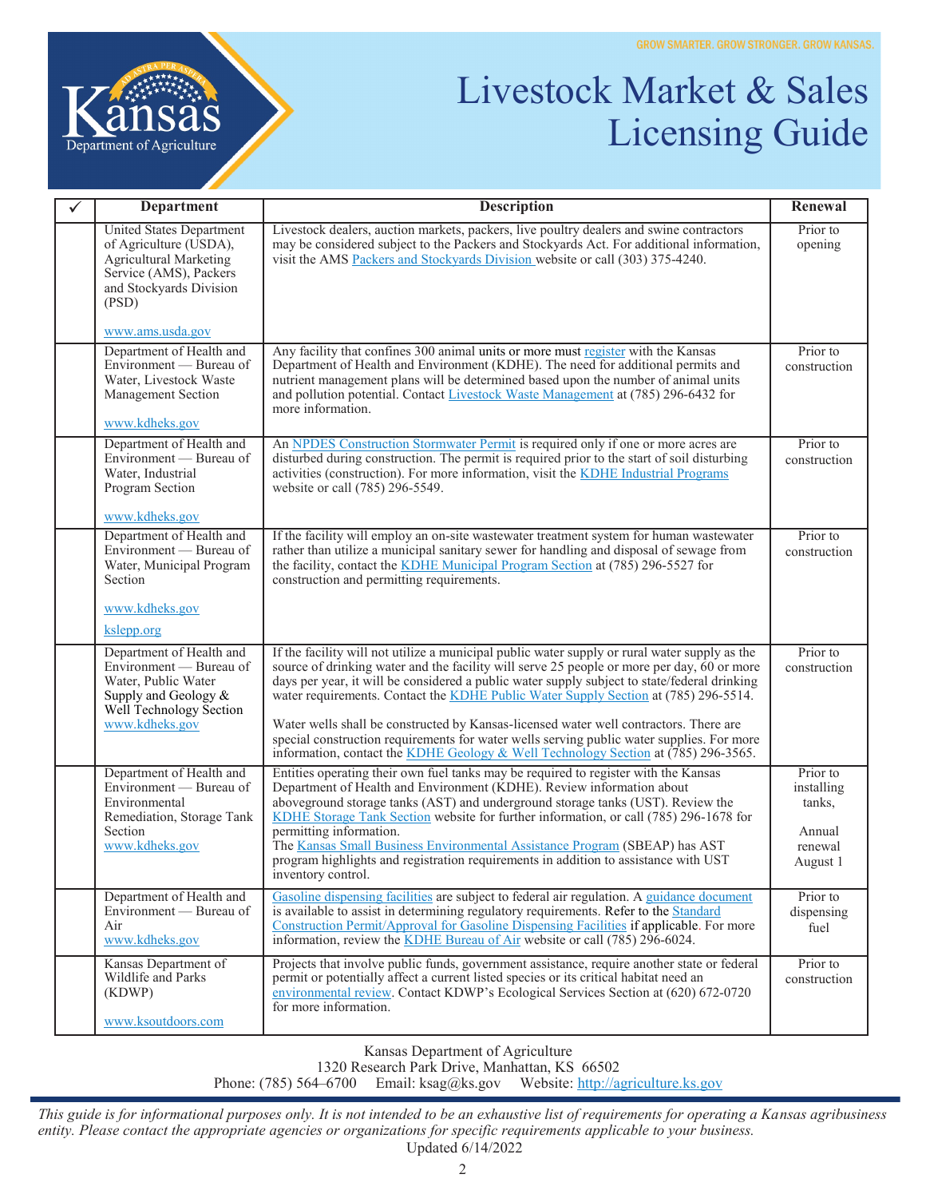GROW SMARTER. GROW STRONGER. GROW KANSAS.

# Livestock Market & Sales Licensing Guide

| ✓ | Department | Description | Renewal |
|---|---|---|---|
| | United States Department of Agriculture (USDA), Agricultural Marketing Service (AMS), Packers and Stockyards Division (PSD)<br><br>www.ams.usda.gov | Livestock dealers, auction markets, packers, live poultry dealers and swine contractors may be considered subject to the Packers and Stockyards Act. For additional information, visit the AMS Packers and Stockyards Division website or call (303) 375-4240. | Prior to opening |
| | Department of Health and Environment — Bureau of Water, Livestock Waste Management Section<br><br>www.kdheks.gov | Any facility that confines 300 animal units or more must register with the Kansas Department of Health and Environment (KDHE). The need for additional permits and nutrient management plans will be determined based upon the number of animal units and pollution potential. Contact Livestock Waste Management at (785) 296-6432 for more information. | Prior to construction |
| | Department of Health and Environment — Bureau of Water, Industrial Program Section<br><br>www.kdheks.gov | An NPDES Construction Stormwater Permit is required only if one or more acres are disturbed during construction. The permit is required prior to the start of soil disturbing activities (construction). For more information, visit the KDHE Industrial Programs website or call (785) 296-5549. | Prior to construction |
| | Department of Health and Environment — Bureau of Water, Municipal Program Section<br><br>www.kdheks.gov<br><br>kslepp.org | If the facility will employ an on-site wastewater treatment system for human wastewater rather than utilize a municipal sanitary sewer for handling and disposal of sewage from the facility, contact the KDHE Municipal Program Section at (785) 296-5527 for construction and permitting requirements. | Prior to construction |
| | Department of Health and Environment — Bureau of Water, Public Water Supply and Geology & Well Technology Section<br>www.kdheks.gov | If the facility will not utilize a municipal public water supply or rural water supply as the source of drinking water and the facility will serve 25 people or more per day, 60 or more days per year, it will be considered a public water supply subject to state/federal drinking water requirements. Contact the KDHE Public Water Supply Section at (785) 296-5514.<br><br>Water wells shall be constructed by Kansas-licensed water well contractors. There are special construction requirements for water wells serving public water supplies. For more information, contact the KDHE Geology & Well Technology Section at (785) 296-3565. | Prior to construction |
| | Department of Health and Environment — Bureau of Environmental Remediation, Storage Tank Section<br>www.kdheks.gov | Entities operating their own fuel tanks may be required to register with the Kansas Department of Health and Environment (KDHE). Review information about aboveground storage tanks (AST) and underground storage tanks (UST). Review the KDHE Storage Tank Section website for further information, or call (785) 296-1678 for permitting information.<br>The Kansas Small Business Environmental Assistance Program (SBEAP) has AST program highlights and registration requirements in addition to assistance with UST inventory control. | Prior to installing tanks,<br><br>Annual renewal August 1 |
| | Department of Health and Environment — Bureau of Air<br>www.kdheks.gov | Gasoline dispensing facilities are subject to federal air regulation. A guidance document is available to assist in determining regulatory requirements. Refer to the Standard Construction Permit/Approval for Gasoline Dispensing Facilities if applicable. For more information, review the KDHE Bureau of Air website or call (785) 296-6024. | Prior to dispensing fuel |
| | Kansas Department of Wildlife and Parks (KDWP)<br><br>www.ksoutdoors.com | Projects that involve public funds, government assistance, require another state or federal permit or potentially affect a current listed species or its critical habitat need an environmental review. Contact KDWP's Ecological Services Section at (620) 672-0720 for more information. | Prior to construction |

Kansas Department of Agriculture
1320 Research Park Drive, Manhattan, KS 66502
Phone: (785) 564–6700 Email: ksag@ks.gov Website: http://agriculture.ks.gov

*This guide is for informational purposes only. It is not intended to be an exhaustive list of requirements for operating a Kansas agribusiness entity. Please contact the appropriate agencies or organizations for specific requirements applicable to your business.*

Updated 6/14/2022